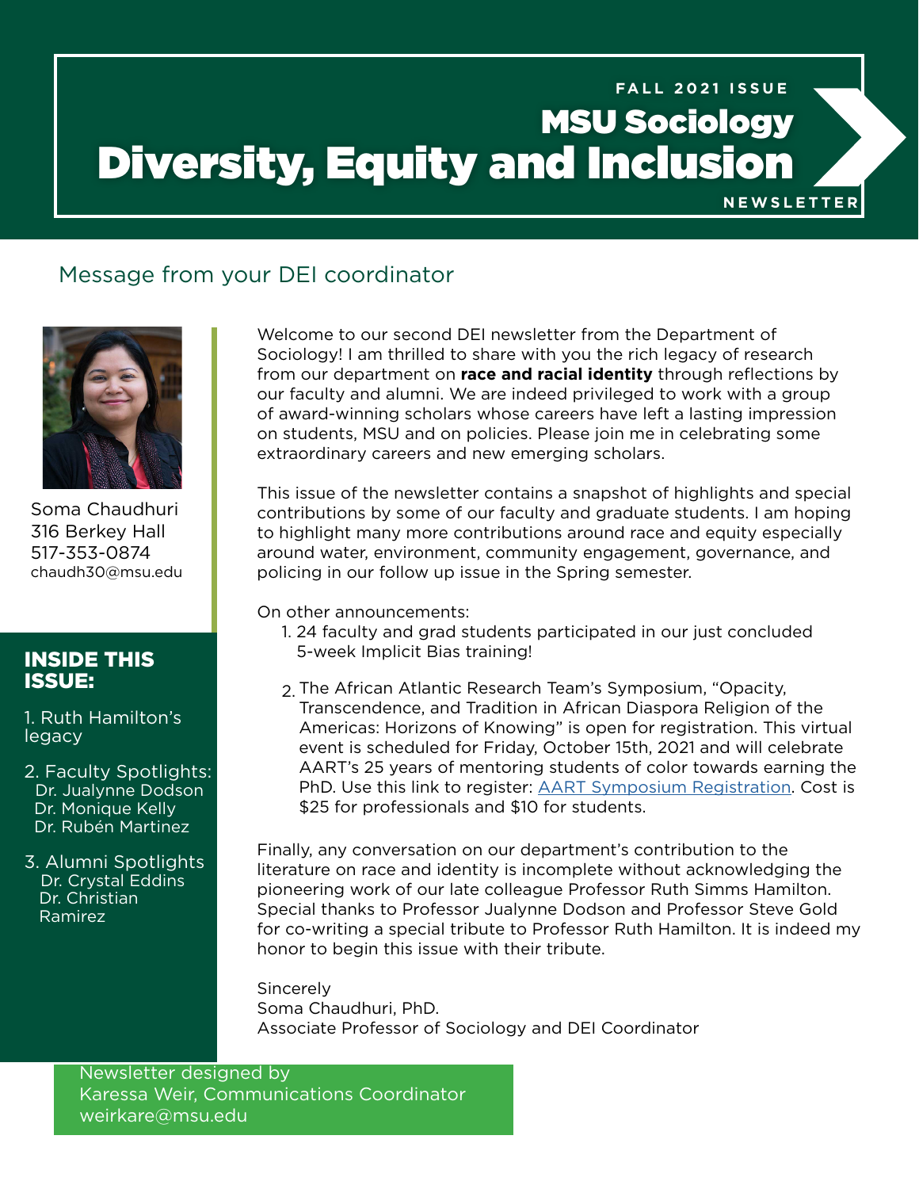FALL 2021 ISSUE

# MSU Sociology Diversity, Equity and Inclusion

NEWSLETTER

## Message from your DEI coordinator

Soma Chaudhuri
316 Berkey Hall
517-353-0874
chaudh30@msu.edu

Welcome to our second DEI newsletter from the Department of Sociology! I am thrilled to share with you the rich legacy of research from our department on **race and racial identity** through reflections by our faculty and alumni. We are indeed privileged to work with a group of award-winning scholars whose careers have left a lasting impression on students, MSU and on policies. Please join me in celebrating some extraordinary careers and new emerging scholars.

This issue of the newsletter contains a snapshot of highlights and special contributions by some of our faculty and graduate students. I am hoping to highlight many more contributions around race and equity especially around water, environment, community engagement, governance, and policing in our follow up issue in the Spring semester.

On other announcements:

1. 24 faculty and grad students participated in our just concluded 5-week Implicit Bias training!
2. The African Atlantic Research Team's Symposium, "Opacity, Transcendence, and Tradition in African Diaspora Religion of the Americas: Horizons of Knowing" is open for registration. This virtual event is scheduled for Friday, October 15th, 2021 and will celebrate AART's 25 years of mentoring students of color towards earning the PhD. Use this link to register: AART Symposium Registration. Cost is $25 for professionals and $10 for students.

Finally, any conversation on our department's contribution to the literature on race and identity is incomplete without acknowledging the pioneering work of our late colleague Professor Ruth Simms Hamilton. Special thanks to Professor Jualynne Dodson and Professor Steve Gold for co-writing a special tribute to Professor Ruth Hamilton. It is indeed my honor to begin this issue with their tribute.

Sincerely
Soma Chaudhuri, PhD.
Associate Professor of Sociology and DEI Coordinator

### INSIDE THIS ISSUE:

1. Ruth Hamilton's legacy
2. Faculty Spotlights:
   Dr. Jualynne Dodson
   Dr. Monique Kelly
   Dr. Rubén Martinez
3. Alumni Spotlights
   Dr. Crystal Eddins
   Dr. Christian Ramirez

Newsletter designed by
Karessa Weir, Communications Coordinator
weirkare@msu.edu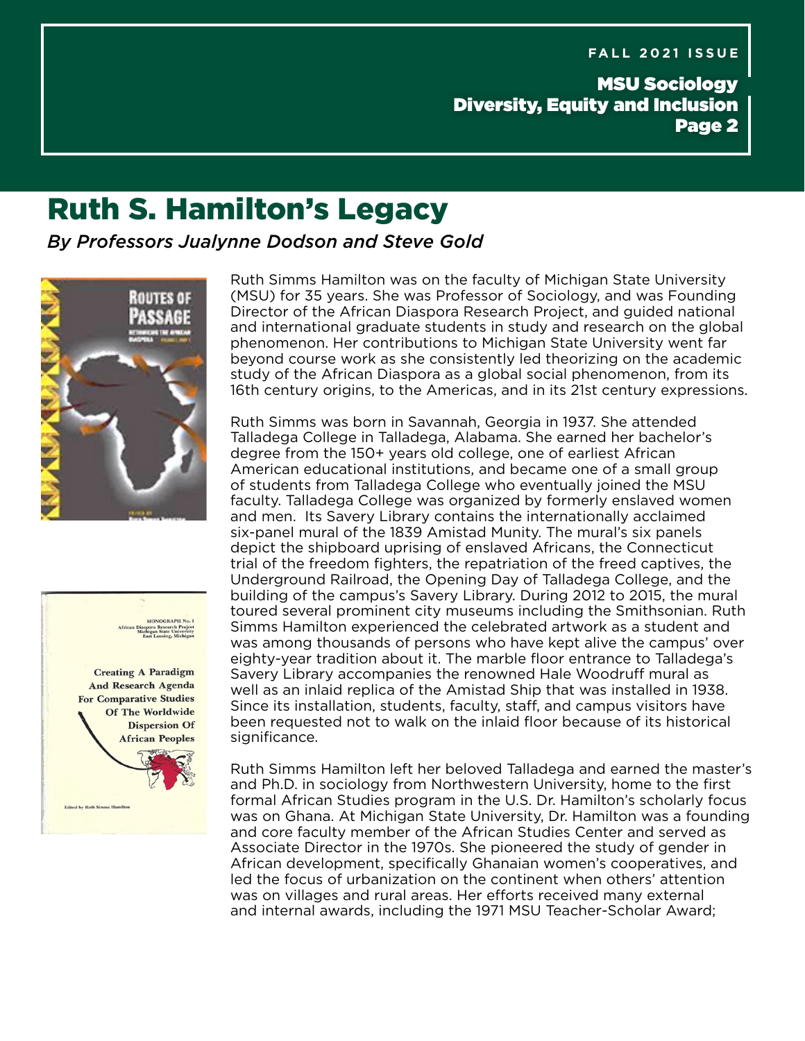# Ruth S. Hamilton's Legacy

*By Professors Jualynne Dodson and Steve Gold*

Ruth Simms Hamilton was on the faculty of Michigan State University (MSU) for 35 years. She was Professor of Sociology, and was Founding Director of the African Diaspora Research Project, and guided national and international graduate students in study and research on the global phenomenon. Her contributions to Michigan State University went far beyond course work as she consistently led theorizing on the academic study of the African Diaspora as a global social phenomenon, from its 16th century origins, to the Americas, and in its 21st century expressions.

Ruth Simms was born in Savannah, Georgia in 1937. She attended Talladega College in Talladega, Alabama. She earned her bachelor's degree from the 150+ years old college, one of earliest African American educational institutions, and became one of a small group of students from Talladega College who eventually joined the MSU faculty. Talladega College was organized by formerly enslaved women and men. Its Savery Library contains the internationally acclaimed six-panel mural of the 1839 Amistad Munity. The mural's six panels depict the shipboard uprising of enslaved Africans, the Connecticut trial of the freedom fighters, the repatriation of the freed captives, the Underground Railroad, the Opening Day of Talladega College, and the building of the campus's Savery Library. During 2012 to 2015, the mural toured several prominent city museums including the Smithsonian. Ruth Simms Hamilton experienced the celebrated artwork as a student and was among thousands of persons who have kept alive the campus' over eighty-year tradition about it. The marble floor entrance to Talladega's Savery Library accompanies the renowned Hale Woodruff mural as well as an inlaid replica of the Amistad Ship that was installed in 1938. Since its installation, students, faculty, staff, and campus visitors have been requested not to walk on the inlaid floor because of its historical significance.

Ruth Simms Hamilton left her beloved Talladega and earned the master's and Ph.D. in sociology from Northwestern University, home to the first formal African Studies program in the U.S. Dr. Hamilton's scholarly focus was on Ghana. At Michigan State University, Dr. Hamilton was a founding and core faculty member of the African Studies Center and served as Associate Director in the 1970s. She pioneered the study of gender in African development, specifically Ghanaian women's cooperatives, and led the focus of urbanization on the continent when others' attention was on villages and rural areas. Her efforts received many external and internal awards, including the 1971 MSU Teacher-Scholar Award;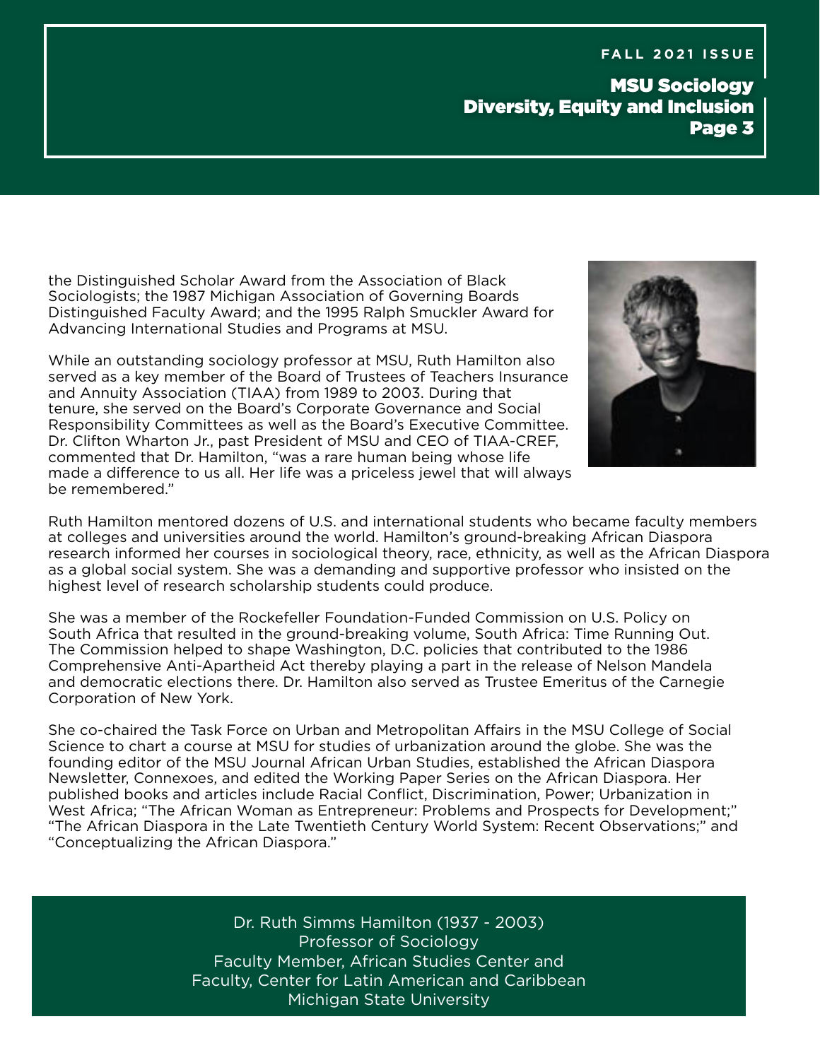the Distinguished Scholar Award from the Association of Black Sociologists; the 1987 Michigan Association of Governing Boards Distinguished Faculty Award; and the 1995 Ralph Smuckler Award for Advancing International Studies and Programs at MSU.

While an outstanding sociology professor at MSU, Ruth Hamilton also served as a key member of the Board of Trustees of Teachers Insurance and Annuity Association (TIAA) from 1989 to 2003. During that tenure, she served on the Board's Corporate Governance and Social Responsibility Committees as well as the Board's Executive Committee. Dr. Clifton Wharton Jr., past President of MSU and CEO of TIAA-CREF, commented that Dr. Hamilton, "was a rare human being whose life made a difference to us all. Her life was a priceless jewel that will always be remembered."

Ruth Hamilton mentored dozens of U.S. and international students who became faculty members at colleges and universities around the world. Hamilton's ground-breaking African Diaspora research informed her courses in sociological theory, race, ethnicity, as well as the African Diaspora as a global social system. She was a demanding and supportive professor who insisted on the highest level of research scholarship students could produce.

She was a member of the Rockefeller Foundation-Funded Commission on U.S. Policy on South Africa that resulted in the ground-breaking volume, South Africa: Time Running Out. The Commission helped to shape Washington, D.C. policies that contributed to the 1986 Comprehensive Anti-Apartheid Act thereby playing a part in the release of Nelson Mandela and democratic elections there. Dr. Hamilton also served as Trustee Emeritus of the Carnegie Corporation of New York.

She co-chaired the Task Force on Urban and Metropolitan Affairs in the MSU College of Social Science to chart a course at MSU for studies of urbanization around the globe. She was the founding editor of the MSU Journal African Urban Studies, established the African Diaspora Newsletter, Connexoes, and edited the Working Paper Series on the African Diaspora. Her published books and articles include Racial Conflict, Discrimination, Power; Urbanization in West Africa; "The African Woman as Entrepreneur: Problems and Prospects for Development;" "The African Diaspora in the Late Twentieth Century World System: Recent Observations;" and "Conceptualizing the African Diaspora."

Dr. Ruth Simms Hamilton (1937 - 2003)
Professor of Sociology
Faculty Member, African Studies Center and
Faculty, Center for Latin American and Caribbean
Michigan State University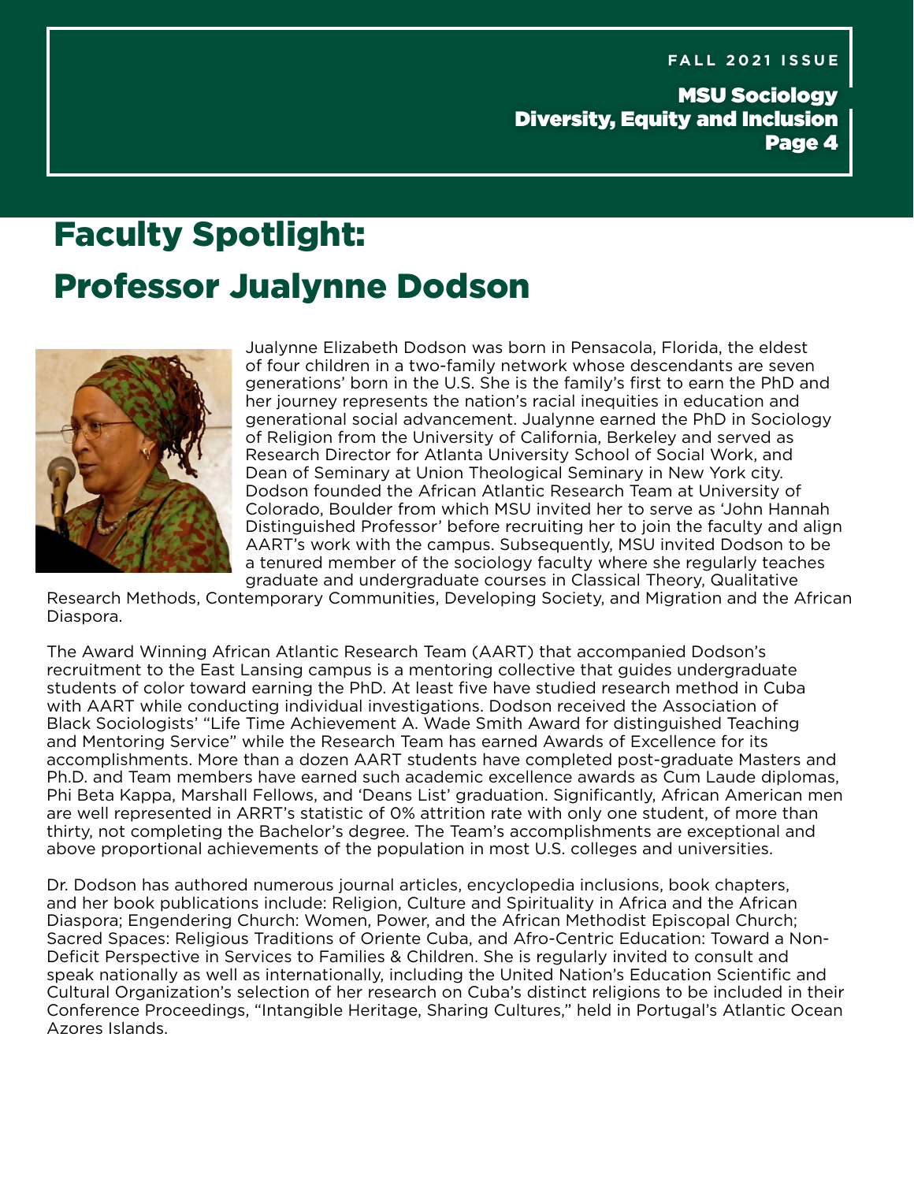# Faculty Spotlight: Professor Jualynne Dodson

Jualynne Elizabeth Dodson was born in Pensacola, Florida, the eldest of four children in a two-family network whose descendants are seven generations' born in the U.S. She is the family's first to earn the PhD and her journey represents the nation's racial inequities in education and generational social advancement. Jualynne earned the PhD in Sociology of Religion from the University of California, Berkeley and served as Research Director for Atlanta University School of Social Work, and Dean of Seminary at Union Theological Seminary in New York city. Dodson founded the African Atlantic Research Team at University of Colorado, Boulder from which MSU invited her to serve as 'John Hannah Distinguished Professor' before recruiting her to join the faculty and align AART's work with the campus. Subsequently, MSU invited Dodson to be a tenured member of the sociology faculty where she regularly teaches graduate and undergraduate courses in Classical Theory, Qualitative Research Methods, Contemporary Communities, Developing Society, and Migration and the African Diaspora.

The Award Winning African Atlantic Research Team (AART) that accompanied Dodson's recruitment to the East Lansing campus is a mentoring collective that guides undergraduate students of color toward earning the PhD. At least five have studied research method in Cuba with AART while conducting individual investigations. Dodson received the Association of Black Sociologists' "Life Time Achievement A. Wade Smith Award for distinguished Teaching and Mentoring Service" while the Research Team has earned Awards of Excellence for its accomplishments. More than a dozen AART students have completed post-graduate Masters and Ph.D. and Team members have earned such academic excellence awards as Cum Laude diplomas, Phi Beta Kappa, Marshall Fellows, and 'Deans List' graduation. Significantly, African American men are well represented in ARRT's statistic of 0% attrition rate with only one student, of more than thirty, not completing the Bachelor's degree. The Team's accomplishments are exceptional and above proportional achievements of the population in most U.S. colleges and universities.

Dr. Dodson has authored numerous journal articles, encyclopedia inclusions, book chapters, and her book publications include: Religion, Culture and Spirituality in Africa and the African Diaspora; Engendering Church: Women, Power, and the African Methodist Episcopal Church; Sacred Spaces: Religious Traditions of Oriente Cuba, and Afro-Centric Education: Toward a Non-Deficit Perspective in Services to Families & Children. She is regularly invited to consult and speak nationally as well as internationally, including the United Nation's Education Scientific and Cultural Organization's selection of her research on Cuba's distinct religions to be included in their Conference Proceedings, "Intangible Heritage, Sharing Cultures," held in Portugal's Atlantic Ocean Azores Islands.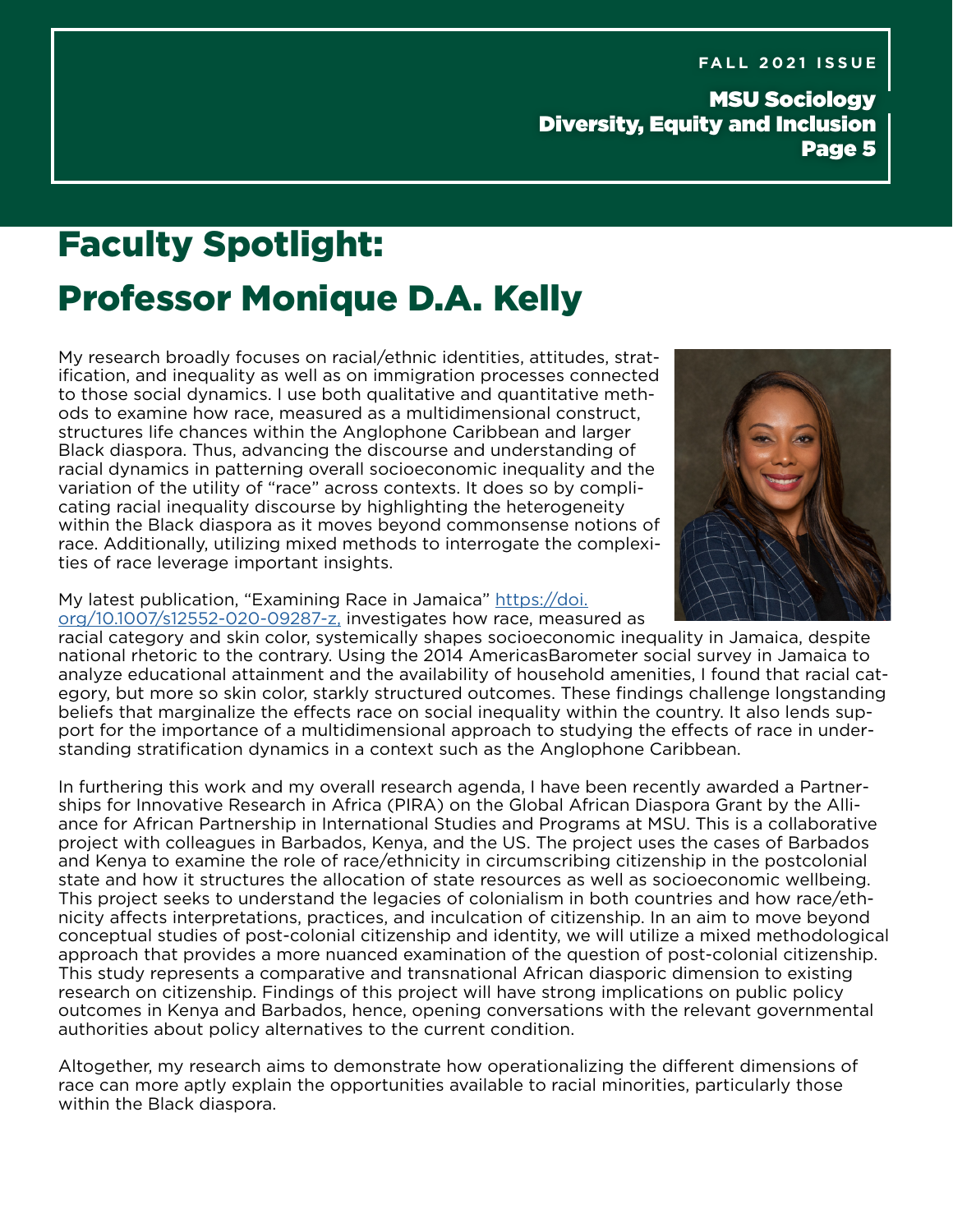# Faculty Spotlight: Professor Monique D.A. Kelly

My research broadly focuses on racial/ethnic identities, attitudes, stratification, and inequality as well as on immigration processes connected to those social dynamics. I use both qualitative and quantitative methods to examine how race, measured as a multidimensional construct, structures life chances within the Anglophone Caribbean and larger Black diaspora. Thus, advancing the discourse and understanding of racial dynamics in patterning overall socioeconomic inequality and the variation of the utility of "race" across contexts. It does so by complicating racial inequality discourse by highlighting the heterogeneity within the Black diaspora as it moves beyond commonsense notions of race. Additionally, utilizing mixed methods to interrogate the complexities of race leverage important insights.

My latest publication, "Examining Race in Jamaica" [https://doi.org/10.1007/s12552-020-09287-z](https://doi.org/10.1007/s12552-020-09287-z), investigates how race, measured as racial category and skin color, systemically shapes socioeconomic inequality in Jamaica, despite national rhetoric to the contrary. Using the 2014 AmericasBarometer social survey in Jamaica to analyze educational attainment and the availability of household amenities, I found that racial category, but more so skin color, starkly structured outcomes. These findings challenge longstanding beliefs that marginalize the effects race on social inequality within the country. It also lends support for the importance of a multidimensional approach to studying the effects of race in understanding stratification dynamics in a context such as the Anglophone Caribbean.

In furthering this work and my overall research agenda, I have been recently awarded a Partnerships for Innovative Research in Africa (PIRA) on the Global African Diaspora Grant by the Alliance for African Partnership in International Studies and Programs at MSU. This is a collaborative project with colleagues in Barbados, Kenya, and the US. The project uses the cases of Barbados and Kenya to examine the role of race/ethnicity in circumscribing citizenship in the postcolonial state and how it structures the allocation of state resources as well as socioeconomic wellbeing. This project seeks to understand the legacies of colonialism in both countries and how race/ethnicity affects interpretations, practices, and inculcation of citizenship. In an aim to move beyond conceptual studies of post-colonial citizenship and identity, we will utilize a mixed methodological approach that provides a more nuanced examination of the question of post-colonial citizenship. This study represents a comparative and transnational African diasporic dimension to existing research on citizenship. Findings of this project will have strong implications on public policy outcomes in Kenya and Barbados, hence, opening conversations with the relevant governmental authorities about policy alternatives to the current condition.

Altogether, my research aims to demonstrate how operationalizing the different dimensions of race can more aptly explain the opportunities available to racial minorities, particularly those within the Black diaspora.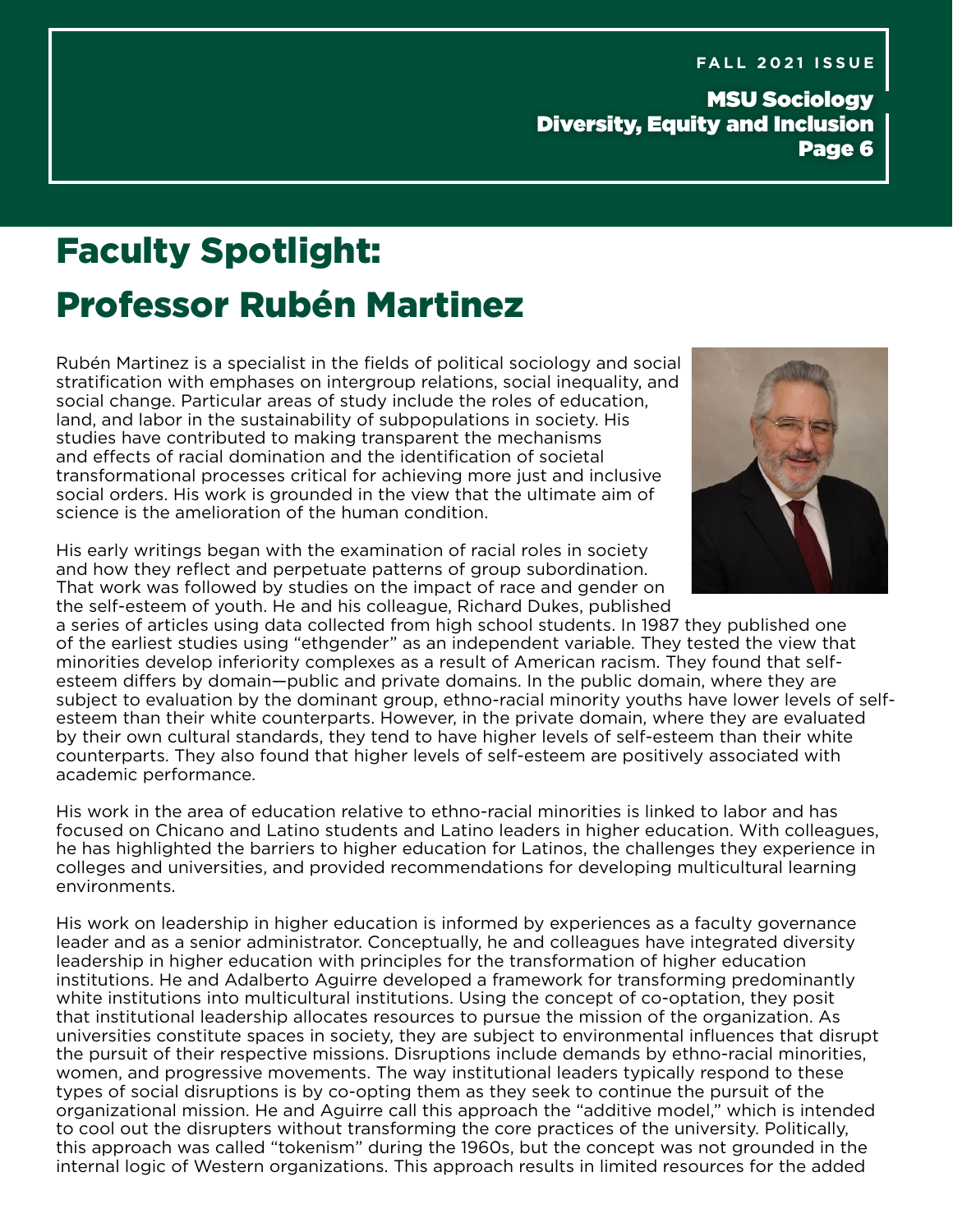# Faculty Spotlight: Professor Rubén Martinez

Rubén Martinez is a specialist in the fields of political sociology and social stratification with emphases on intergroup relations, social inequality, and social change. Particular areas of study include the roles of education, land, and labor in the sustainability of subpopulations in society. His studies have contributed to making transparent the mechanisms and effects of racial domination and the identification of societal transformational processes critical for achieving more just and inclusive social orders. His work is grounded in the view that the ultimate aim of science is the amelioration of the human condition.

His early writings began with the examination of racial roles in society and how they reflect and perpetuate patterns of group subordination. That work was followed by studies on the impact of race and gender on the self-esteem of youth. He and his colleague, Richard Dukes, published a series of articles using data collected from high school students. In 1987 they published one of the earliest studies using "ethgender" as an independent variable. They tested the view that minorities develop inferiority complexes as a result of American racism. They found that self-esteem differs by domain—public and private domains. In the public domain, where they are subject to evaluation by the dominant group, ethno-racial minority youths have lower levels of self-esteem than their white counterparts. However, in the private domain, where they are evaluated by their own cultural standards, they tend to have higher levels of self-esteem than their white counterparts. They also found that higher levels of self-esteem are positively associated with academic performance.

His work in the area of education relative to ethno-racial minorities is linked to labor and has focused on Chicano and Latino students and Latino leaders in higher education. With colleagues, he has highlighted the barriers to higher education for Latinos, the challenges they experience in colleges and universities, and provided recommendations for developing multicultural learning environments.

His work on leadership in higher education is informed by experiences as a faculty governance leader and as a senior administrator. Conceptually, he and colleagues have integrated diversity leadership in higher education with principles for the transformation of higher education institutions. He and Adalberto Aguirre developed a framework for transforming predominantly white institutions into multicultural institutions. Using the concept of co-optation, they posit that institutional leadership allocates resources to pursue the mission of the organization. As universities constitute spaces in society, they are subject to environmental influences that disrupt the pursuit of their respective missions. Disruptions include demands by ethno-racial minorities, women, and progressive movements. The way institutional leaders typically respond to these types of social disruptions is by co-opting them as they seek to continue the pursuit of the organizational mission. He and Aguirre call this approach the "additive model," which is intended to cool out the disrupters without transforming the core practices of the university. Politically, this approach was called "tokenism" during the 1960s, but the concept was not grounded in the internal logic of Western organizations. This approach results in limited resources for the added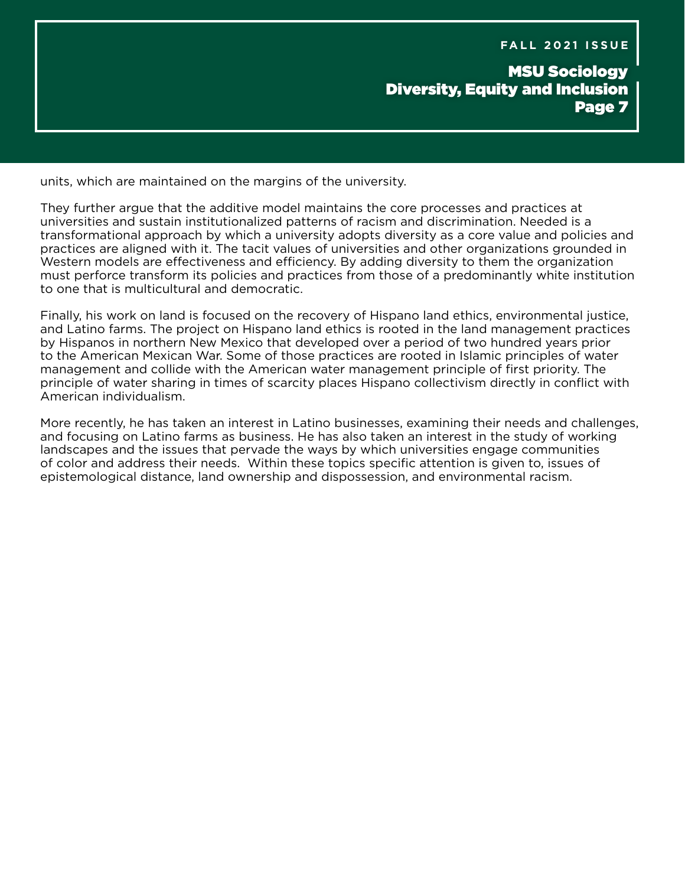units, which are maintained on the margins of the university.

They further argue that the additive model maintains the core processes and practices at universities and sustain institutionalized patterns of racism and discrimination. Needed is a transformational approach by which a university adopts diversity as a core value and policies and practices are aligned with it. The tacit values of universities and other organizations grounded in Western models are effectiveness and efficiency. By adding diversity to them the organization must perforce transform its policies and practices from those of a predominantly white institution to one that is multicultural and democratic.

Finally, his work on land is focused on the recovery of Hispano land ethics, environmental justice, and Latino farms. The project on Hispano land ethics is rooted in the land management practices by Hispanos in northern New Mexico that developed over a period of two hundred years prior to the American Mexican War. Some of those practices are rooted in Islamic principles of water management and collide with the American water management principle of first priority. The principle of water sharing in times of scarcity places Hispano collectivism directly in conflict with American individualism.

More recently, he has taken an interest in Latino businesses, examining their needs and challenges, and focusing on Latino farms as business. He has also taken an interest in the study of working landscapes and the issues that pervade the ways by which universities engage communities of color and address their needs. Within these topics specific attention is given to, issues of epistemological distance, land ownership and dispossession, and environmental racism.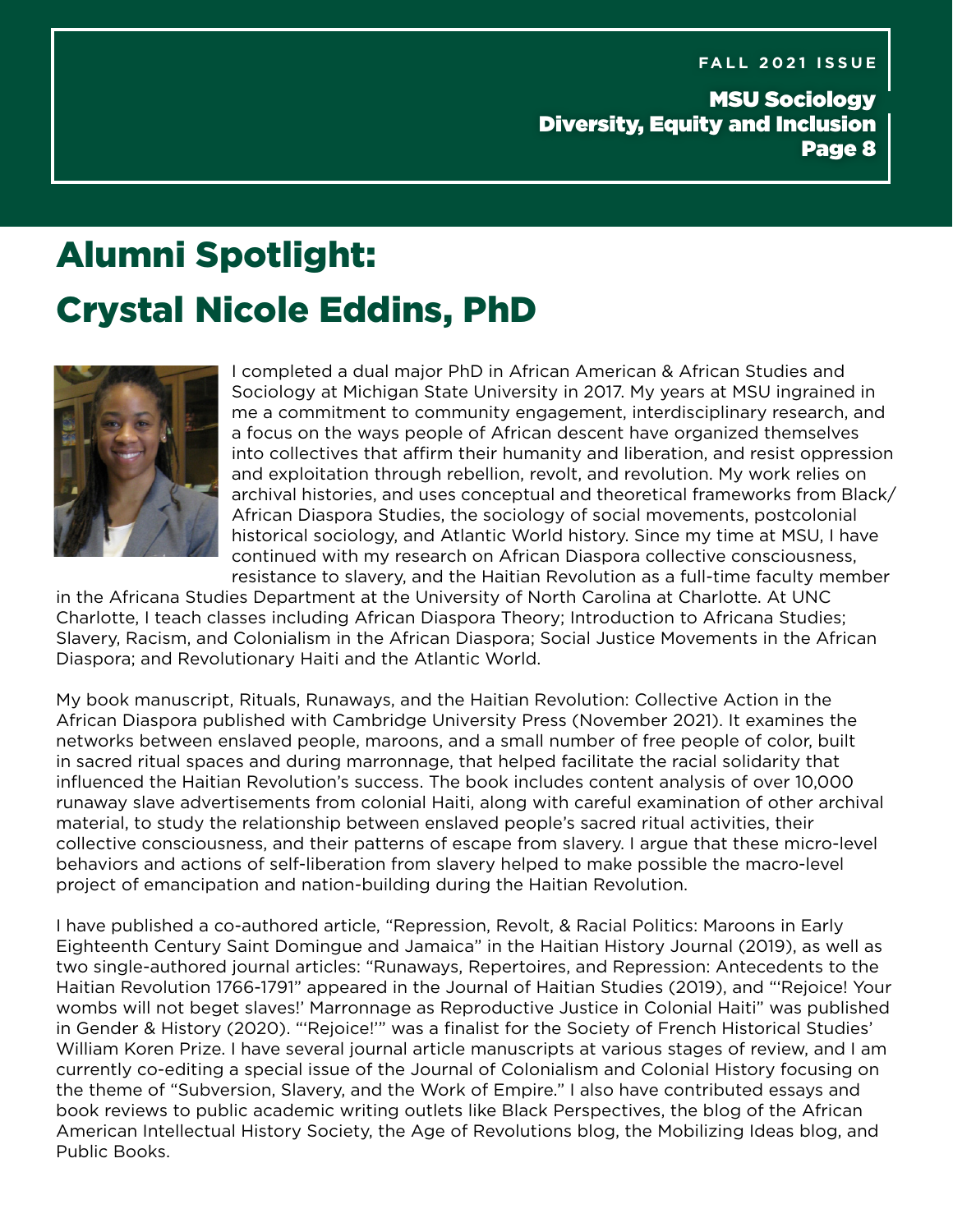# Alumni Spotlight: Crystal Nicole Eddins, PhD

I completed a dual major PhD in African American & African Studies and Sociology at Michigan State University in 2017. My years at MSU ingrained in me a commitment to community engagement, interdisciplinary research, and a focus on the ways people of African descent have organized themselves into collectives that affirm their humanity and liberation, and resist oppression and exploitation through rebellion, revolt, and revolution. My work relies on archival histories, and uses conceptual and theoretical frameworks from Black/African Diaspora Studies, the sociology of social movements, postcolonial historical sociology, and Atlantic World history. Since my time at MSU, I have continued with my research on African Diaspora collective consciousness, resistance to slavery, and the Haitian Revolution as a full-time faculty member in the Africana Studies Department at the University of North Carolina at Charlotte. At UNC Charlotte, I teach classes including African Diaspora Theory; Introduction to Africana Studies; Slavery, Racism, and Colonialism in the African Diaspora; Social Justice Movements in the African Diaspora; and Revolutionary Haiti and the Atlantic World.

My book manuscript, Rituals, Runaways, and the Haitian Revolution: Collective Action in the African Diaspora published with Cambridge University Press (November 2021). It examines the networks between enslaved people, maroons, and a small number of free people of color, built in sacred ritual spaces and during marronnage, that helped facilitate the racial solidarity that influenced the Haitian Revolution's success. The book includes content analysis of over 10,000 runaway slave advertisements from colonial Haiti, along with careful examination of other archival material, to study the relationship between enslaved people's sacred ritual activities, their collective consciousness, and their patterns of escape from slavery. I argue that these micro-level behaviors and actions of self-liberation from slavery helped to make possible the macro-level project of emancipation and nation-building during the Haitian Revolution.

I have published a co-authored article, "Repression, Revolt, & Racial Politics: Maroons in Early Eighteenth Century Saint Domingue and Jamaica" in the Haitian History Journal (2019), as well as two single-authored journal articles: "Runaways, Repertoires, and Repression: Antecedents to the Haitian Revolution 1766-1791" appeared in the Journal of Haitian Studies (2019), and "'Rejoice! Your wombs will not beget slaves!' Marronnage as Reproductive Justice in Colonial Haiti" was published in Gender & History (2020). "'Rejoice!'" was a finalist for the Society of French Historical Studies' William Koren Prize. I have several journal article manuscripts at various stages of review, and I am currently co-editing a special issue of the Journal of Colonialism and Colonial History focusing on the theme of "Subversion, Slavery, and the Work of Empire." I also have contributed essays and book reviews to public academic writing outlets like Black Perspectives, the blog of the African American Intellectual History Society, the Age of Revolutions blog, the Mobilizing Ideas blog, and Public Books.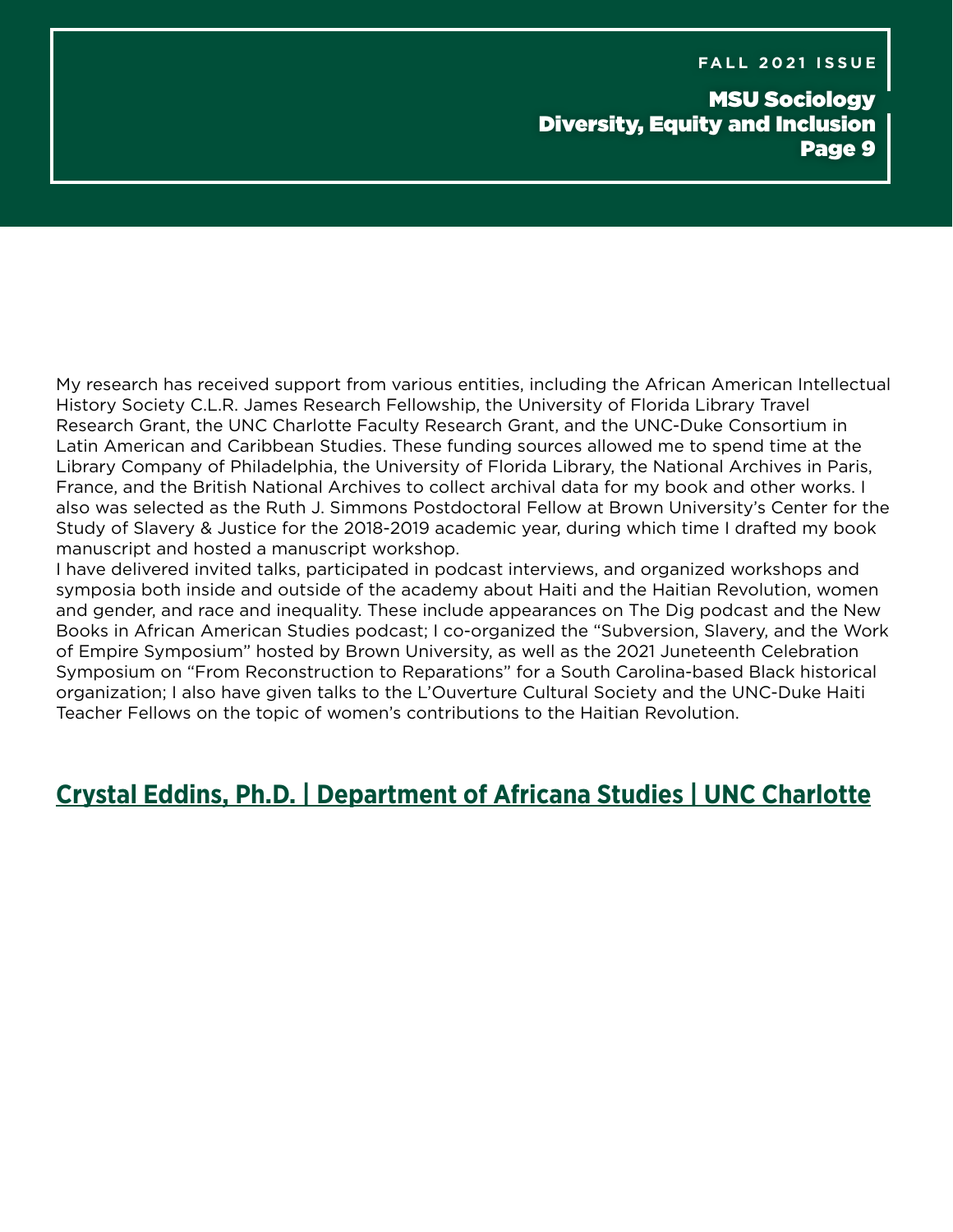My research has received support from various entities, including the African American Intellectual History Society C.L.R. James Research Fellowship, the University of Florida Library Travel Research Grant, the UNC Charlotte Faculty Research Grant, and the UNC-Duke Consortium in Latin American and Caribbean Studies. These funding sources allowed me to spend time at the Library Company of Philadelphia, the University of Florida Library, the National Archives in Paris, France, and the British National Archives to collect archival data for my book and other works. I also was selected as the Ruth J. Simmons Postdoctoral Fellow at Brown University's Center for the Study of Slavery & Justice for the 2018-2019 academic year, during which time I drafted my book manuscript and hosted a manuscript workshop.

I have delivered invited talks, participated in podcast interviews, and organized workshops and symposia both inside and outside of the academy about Haiti and the Haitian Revolution, women and gender, and race and inequality. These include appearances on The Dig podcast and the New Books in African American Studies podcast; I co-organized the "Subversion, Slavery, and the Work of Empire Symposium" hosted by Brown University, as well as the 2021 Juneteenth Celebration Symposium on "From Reconstruction to Reparations" for a South Carolina-based Black historical organization; I also have given talks to the L'Ouverture Cultural Society and the UNC-Duke Haiti Teacher Fellows on the topic of women's contributions to the Haitian Revolution.

## Crystal Eddins, Ph.D. | Department of Africana Studies | UNC Charlotte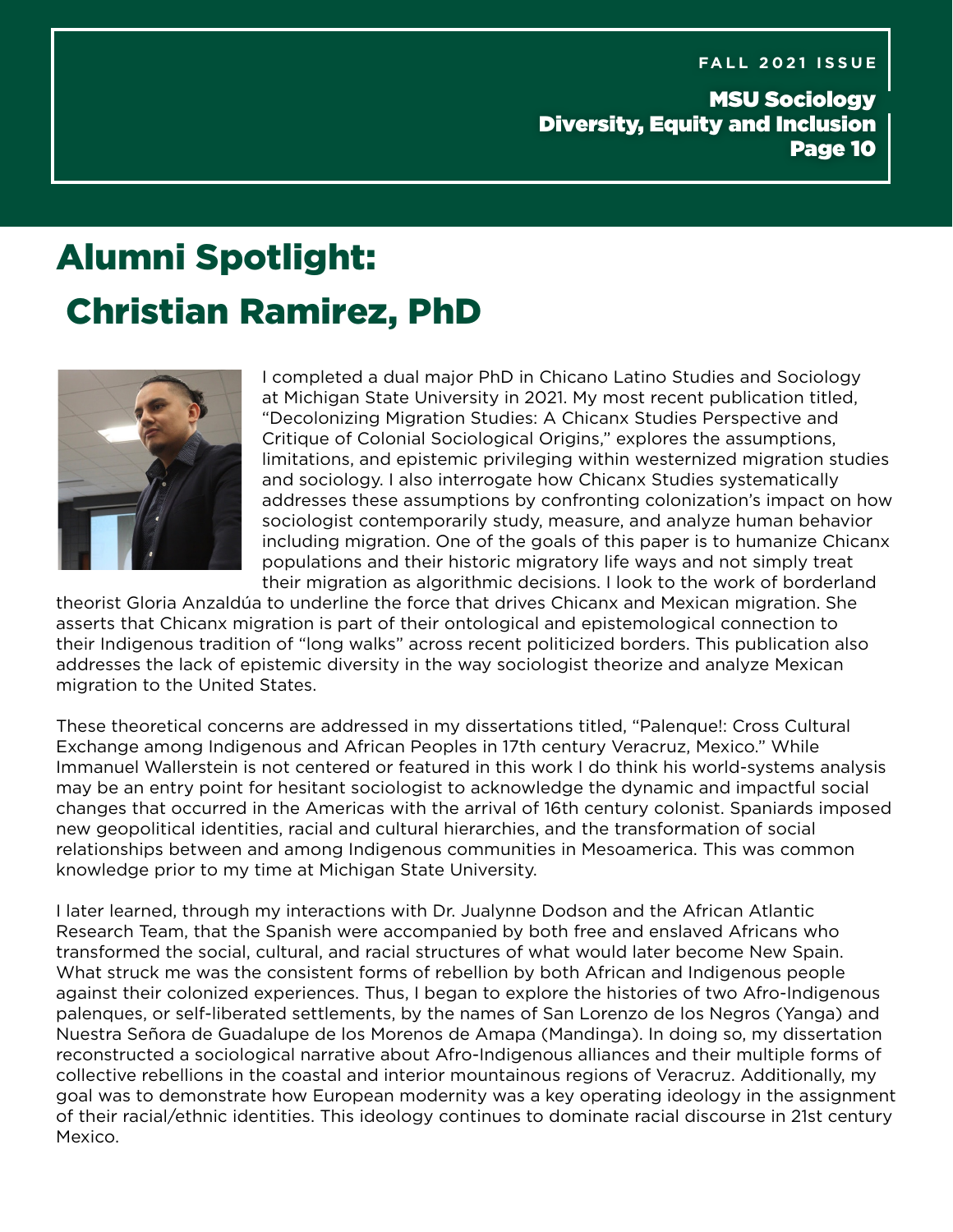# Alumni Spotlight: Christian Ramirez, PhD

I completed a dual major PhD in Chicano Latino Studies and Sociology at Michigan State University in 2021. My most recent publication titled, "Decolonizing Migration Studies: A Chicanx Studies Perspective and Critique of Colonial Sociological Origins," explores the assumptions, limitations, and epistemic privileging within westernized migration studies and sociology. I also interrogate how Chicanx Studies systematically addresses these assumptions by confronting colonization's impact on how sociologist contemporarily study, measure, and analyze human behavior including migration. One of the goals of this paper is to humanize Chicanx populations and their historic migratory life ways and not simply treat their migration as algorithmic decisions. I look to the work of borderland theorist Gloria Anzaldúa to underline the force that drives Chicanx and Mexican migration. She asserts that Chicanx migration is part of their ontological and epistemological connection to their Indigenous tradition of "long walks" across recent politicized borders. This publication also addresses the lack of epistemic diversity in the way sociologist theorize and analyze Mexican migration to the United States.

These theoretical concerns are addressed in my dissertations titled, "Palenque!: Cross Cultural Exchange among Indigenous and African Peoples in 17th century Veracruz, Mexico." While Immanuel Wallerstein is not centered or featured in this work I do think his world-systems analysis may be an entry point for hesitant sociologist to acknowledge the dynamic and impactful social changes that occurred in the Americas with the arrival of 16th century colonist. Spaniards imposed new geopolitical identities, racial and cultural hierarchies, and the transformation of social relationships between and among Indigenous communities in Mesoamerica. This was common knowledge prior to my time at Michigan State University.

I later learned, through my interactions with Dr. Jualynne Dodson and the African Atlantic Research Team, that the Spanish were accompanied by both free and enslaved Africans who transformed the social, cultural, and racial structures of what would later become New Spain. What struck me was the consistent forms of rebellion by both African and Indigenous people against their colonized experiences. Thus, I began to explore the histories of two Afro-Indigenous palenques, or self-liberated settlements, by the names of San Lorenzo de los Negros (Yanga) and Nuestra Señora de Guadalupe de los Morenos de Amapa (Mandinga). In doing so, my dissertation reconstructed a sociological narrative about Afro-Indigenous alliances and their multiple forms of collective rebellions in the coastal and interior mountainous regions of Veracruz. Additionally, my goal was to demonstrate how European modernity was a key operating ideology in the assignment of their racial/ethnic identities. This ideology continues to dominate racial discourse in 21st century Mexico.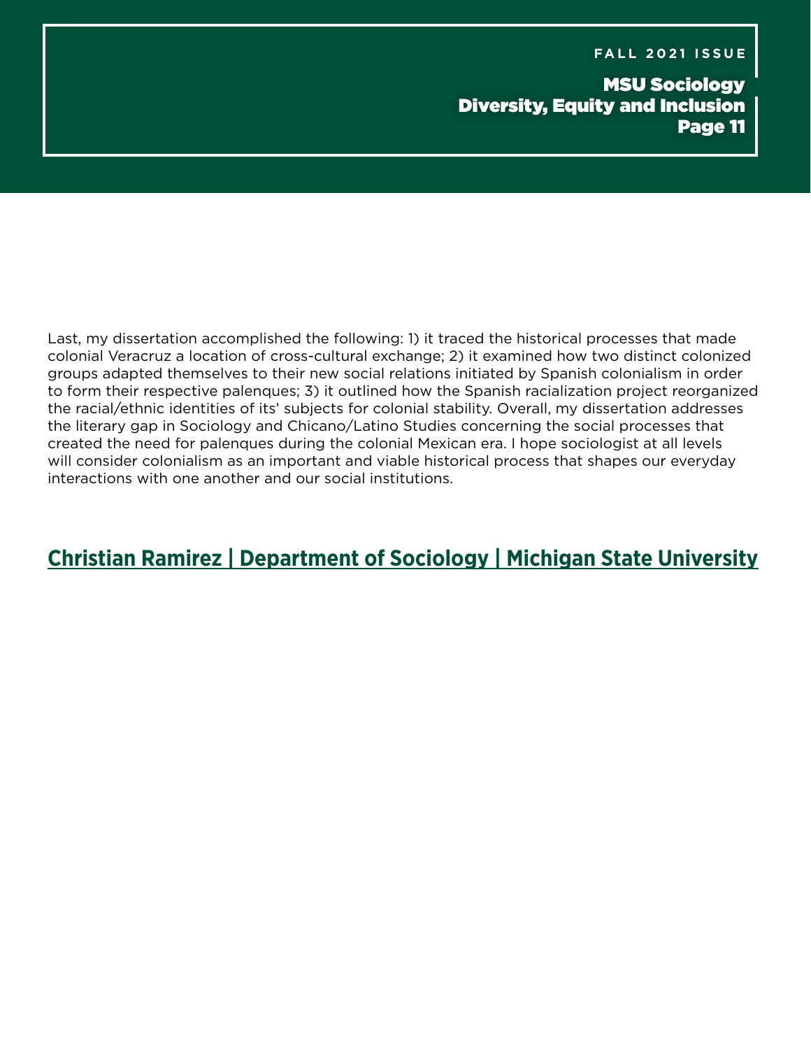Last, my dissertation accomplished the following: 1) it traced the historical processes that made colonial Veracruz a location of cross-cultural exchange; 2) it examined how two distinct colonized groups adapted themselves to their new social relations initiated by Spanish colonialism in order to form their respective palenques; 3) it outlined how the Spanish racialization project reorganized the racial/ethnic identities of its' subjects for colonial stability. Overall, my dissertation addresses the literary gap in Sociology and Chicano/Latino Studies concerning the social processes that created the need for palenques during the colonial Mexican era. I hope sociologist at all levels will consider colonialism as an important and viable historical process that shapes our everyday interactions with one another and our social institutions.

## Christian Ramirez | Department of Sociology | Michigan State University